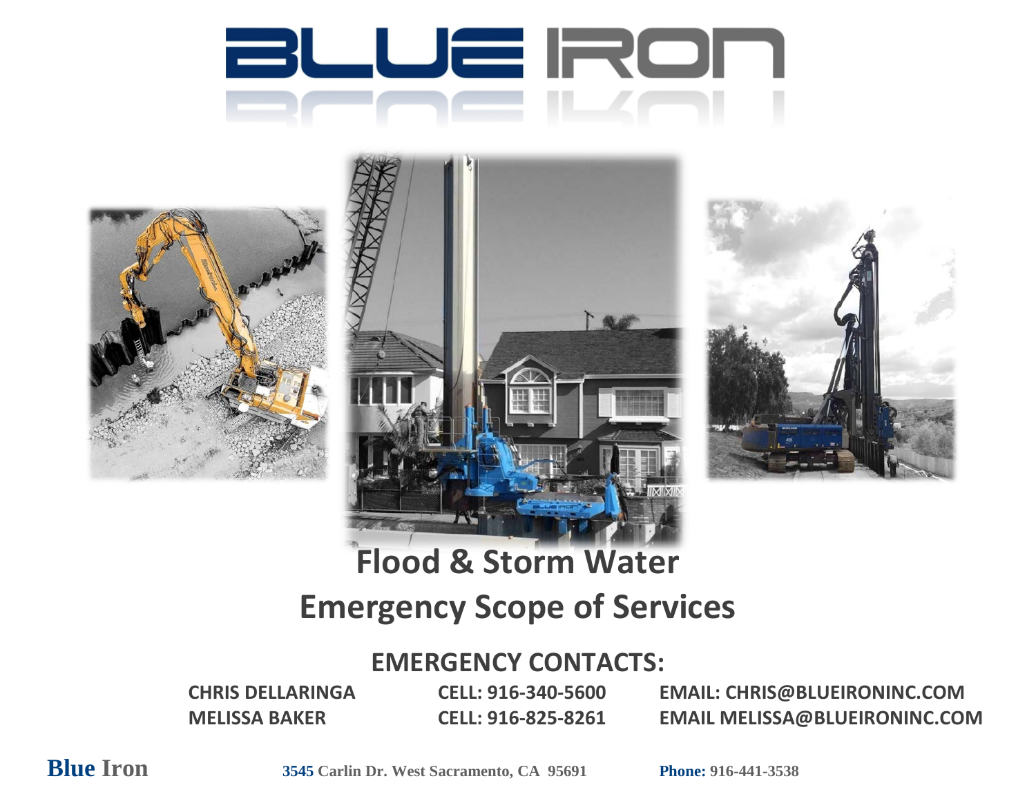# BLUE IRON

# Flood & Storm Water
# Emergency Scope of Services

## EMERGENCY CONTACTS:

| | | |
|---|---|---|
| CHRIS DELLARINGA | CELL: 916-340-5600 | EMAIL: CHRIS@BLUEIRONINC.COM |
| MELISSA BAKER | CELL: 916-825-8261 | EMAIL MELISSA@BLUEIRONINC.COM |

**Blue Iron** 3545 Carlin Dr. West Sacramento, CA 95691 **Phone:** 916-441-3538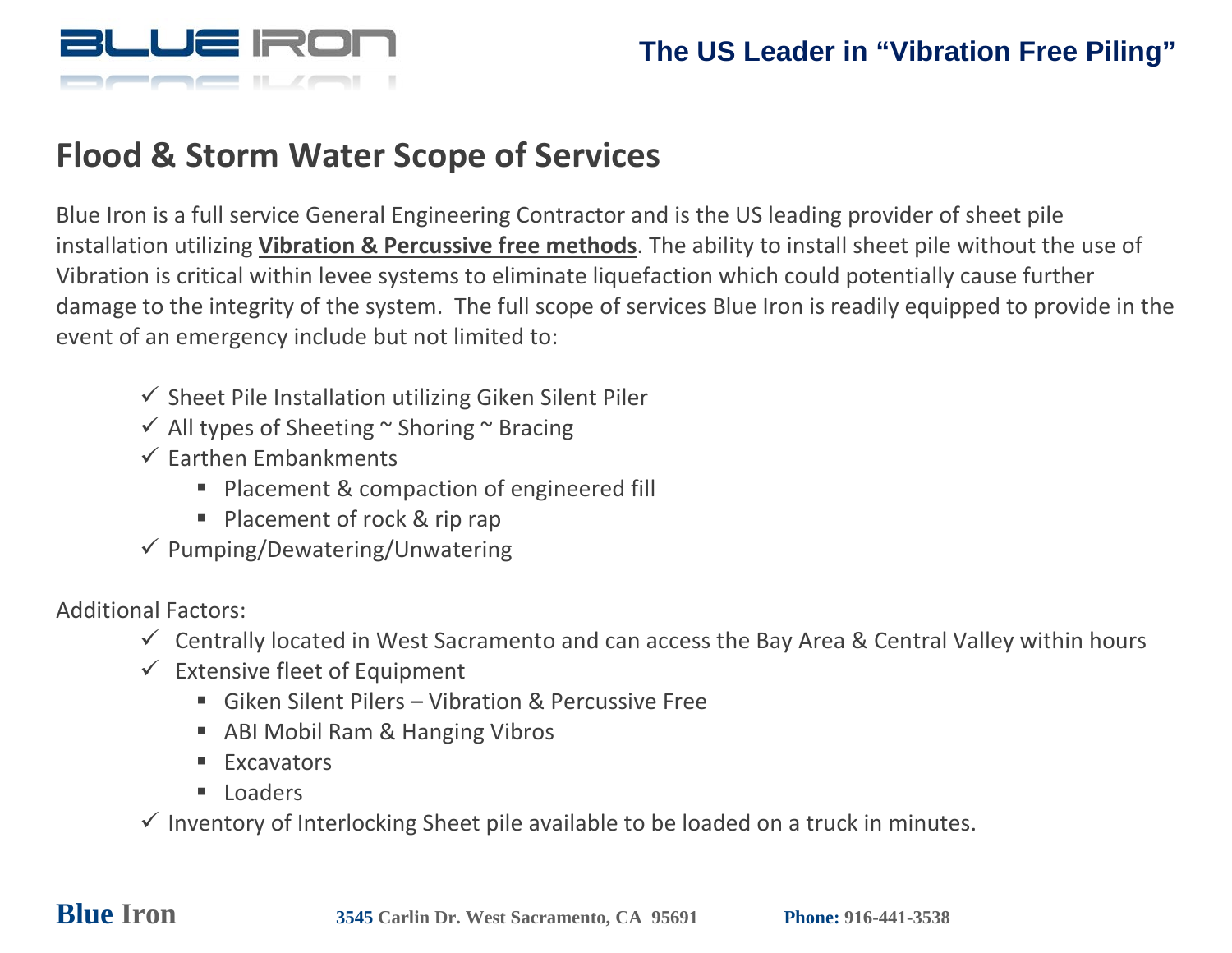## Flood & Storm Water Scope of Services

Blue Iron is a full service General Engineering Contractor and is the US leading provider of sheet pile installation utilizing **Vibration & Percussive free methods**. The ability to install sheet pile without the use of Vibration is critical within levee systems to eliminate liquefaction which could potentially cause further damage to the integrity of the system. The full scope of services Blue Iron is readily equipped to provide in the event of an emergency include but not limited to:

- ✓ Sheet Pile Installation utilizing Giken Silent Piler
- ✓ All types of Sheeting ~ Shoring ~ Bracing
- ✓ Earthen Embankments
  - Placement & compaction of engineered fill
  - Placement of rock & rip rap
- ✓ Pumping/Dewatering/Unwatering

Additional Factors:

- ✓ Centrally located in West Sacramento and can access the Bay Area & Central Valley within hours
- ✓ Extensive fleet of Equipment
  - Giken Silent Pilers – Vibration & Percussive Free
  - ABI Mobil Ram & Hanging Vibros
  - Excavators
  - Loaders
- ✓ Inventory of Interlocking Sheet pile available to be loaded on a truck in minutes.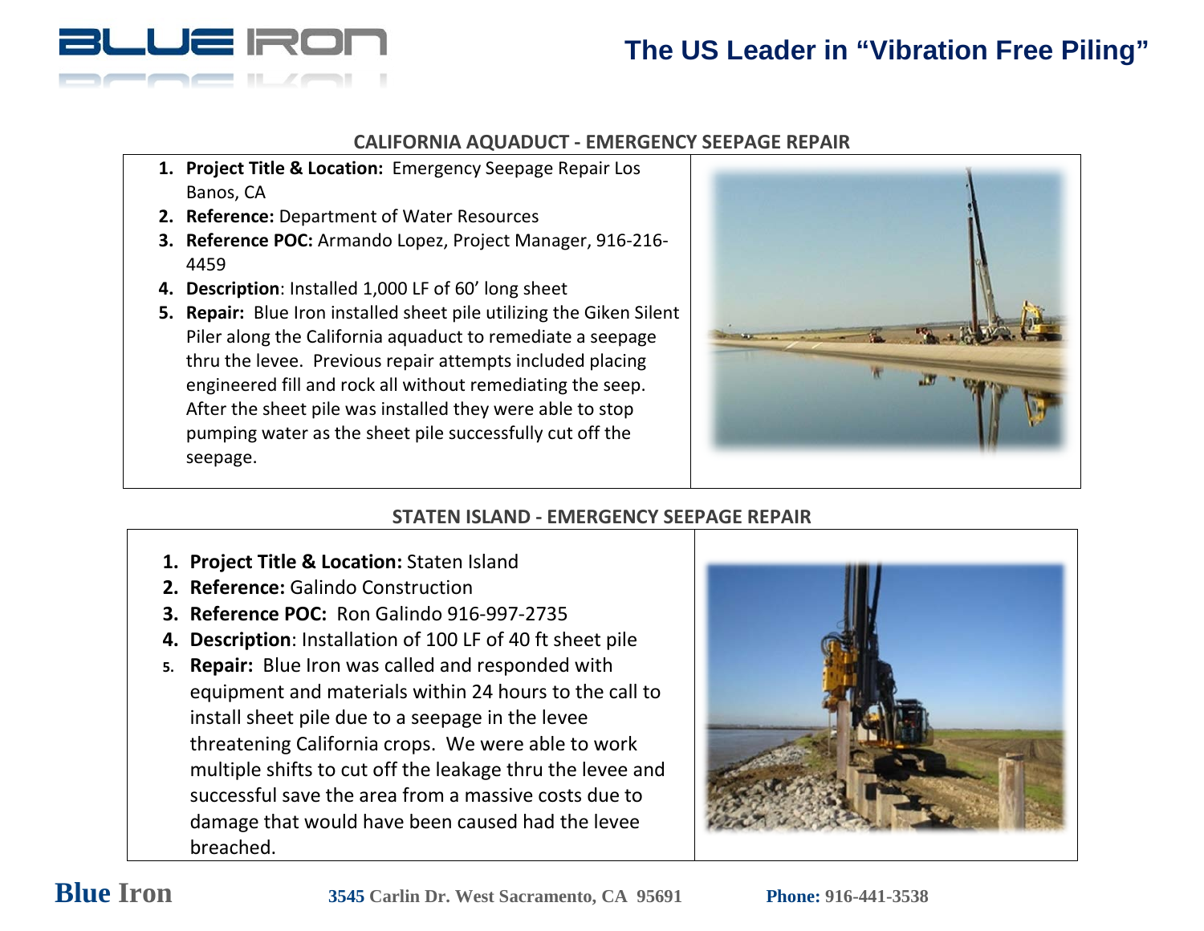# The US Leader in "Vibration Free Piling"

## CALIFORNIA AQUADUCT - EMERGENCY SEEPAGE REPAIR

1. **Project Title & Location:** Emergency Seepage Repair Los Banos, CA
2. **Reference:** Department of Water Resources
3. **Reference POC:** Armando Lopez, Project Manager, 916-216-4459
4. **Description**: Installed 1,000 LF of 60' long sheet
5. **Repair:** Blue Iron installed sheet pile utilizing the Giken Silent Piler along the California aquaduct to remediate a seepage thru the levee. Previous repair attempts included placing engineered fill and rock all without remediating the seep. After the sheet pile was installed they were able to stop pumping water as the sheet pile successfully cut off the seepage.

## STATEN ISLAND - EMERGENCY SEEPAGE REPAIR

1. **Project Title & Location:** Staten Island
2. **Reference:** Galindo Construction
3. **Reference POC:** Ron Galindo 916-997-2735
4. **Description**: Installation of 100 LF of 40 ft sheet pile
5. **Repair:** Blue Iron was called and responded with equipment and materials within 24 hours to the call to install sheet pile due to a seepage in the levee threatening California crops. We were able to work multiple shifts to cut off the leakage thru the levee and successful save the area from a massive costs due to damage that would have been caused had the levee breached.

**Blue Iron** 3545 Carlin Dr. West Sacramento, CA 95691 **Phone:** 916-441-3538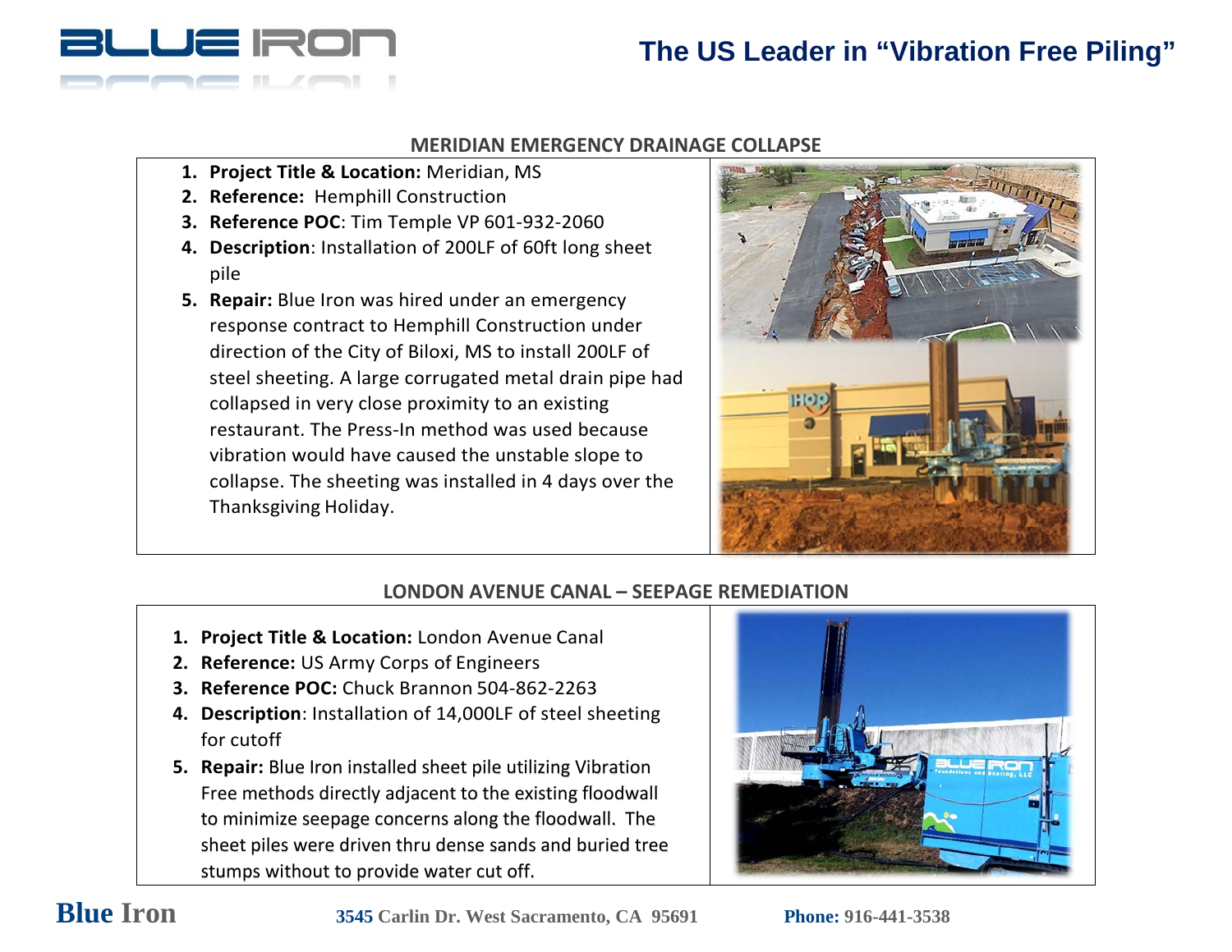## MERIDIAN EMERGENCY DRAINAGE COLLAPSE

1. **Project Title & Location:** Meridian, MS
2. **Reference:** Hemphill Construction
3. **Reference POC**: Tim Temple VP 601-932-2060
4. **Description**: Installation of 200LF of 60ft long sheet pile
5. **Repair:** Blue Iron was hired under an emergency response contract to Hemphill Construction under direction of the City of Biloxi, MS to install 200LF of steel sheeting. A large corrugated metal drain pipe had collapsed in very close proximity to an existing restaurant. The Press-In method was used because vibration would have caused the unstable slope to collapse. The sheeting was installed in 4 days over the Thanksgiving Holiday.

## LONDON AVENUE CANAL – SEEPAGE REMEDIATION

1. **Project Title & Location:** London Avenue Canal
2. **Reference:** US Army Corps of Engineers
3. **Reference POC:** Chuck Brannon 504-862-2263
4. **Description**: Installation of 14,000LF of steel sheeting for cutoff
5. **Repair:** Blue Iron installed sheet pile utilizing Vibration Free methods directly adjacent to the existing floodwall to minimize seepage concerns along the floodwall. The sheet piles were driven thru dense sands and buried tree stumps without to provide water cut off.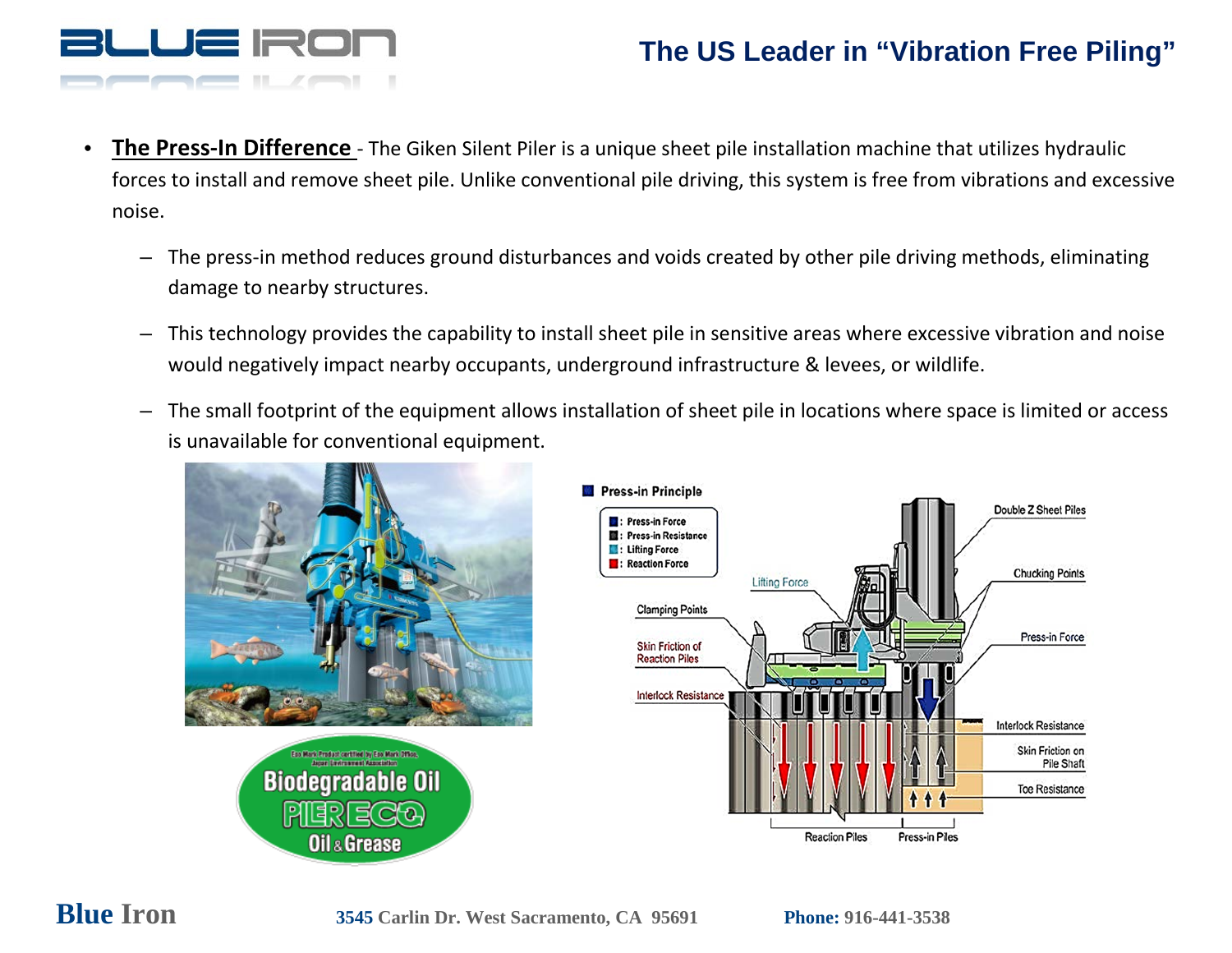## The US Leader in "Vibration Free Piling"

- **The Press-In Difference** - The Giken Silent Piler is a unique sheet pile installation machine that utilizes hydraulic forces to install and remove sheet pile. Unlike conventional pile driving, this system is free from vibrations and excessive noise.
  - The press-in method reduces ground disturbances and voids created by other pile driving methods, eliminating damage to nearby structures.
  - This technology provides the capability to install sheet pile in sensitive areas where excessive vibration and noise would negatively impact nearby occupants, underground infrastructure & levees, or wildlife.
  - The small footprint of the equipment allows installation of sheet pile in locations where space is limited or access is unavailable for conventional equipment.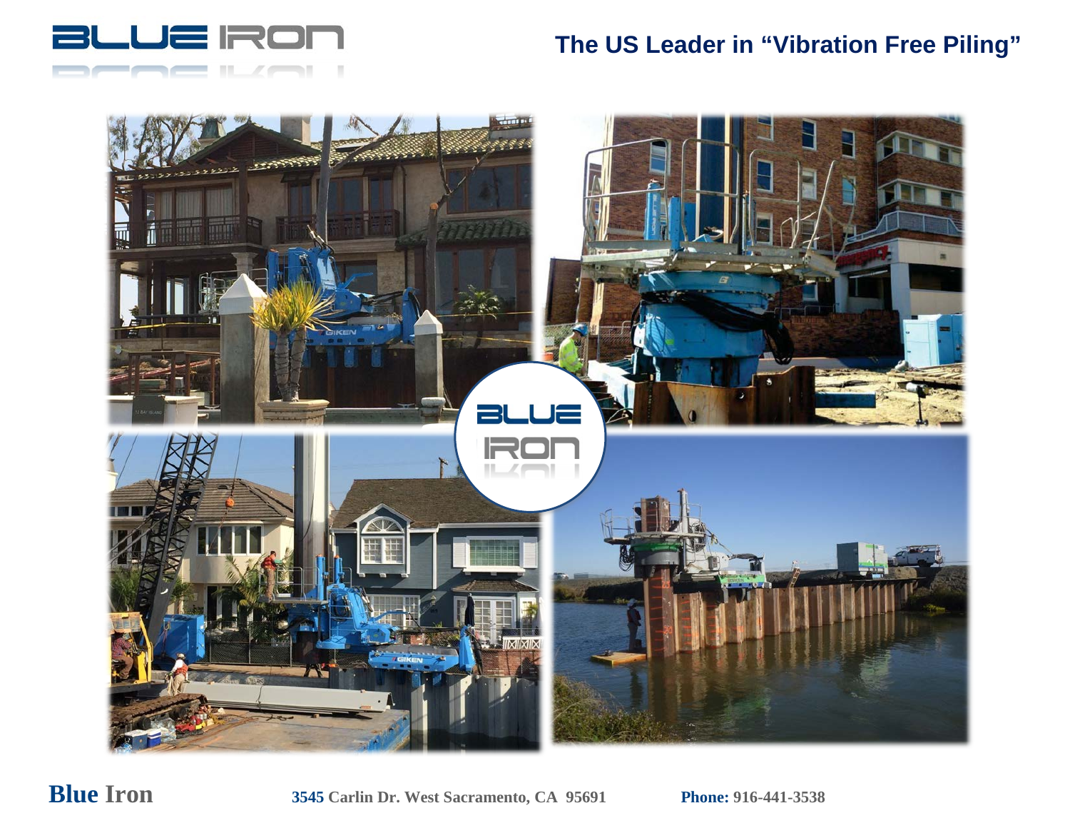BLUE IRON

## The US Leader in “Vibration Free Piling”

**Blue Iron** 3545 Carlin Dr. West Sacramento, CA 95691 **Phone:** 916-441-3538